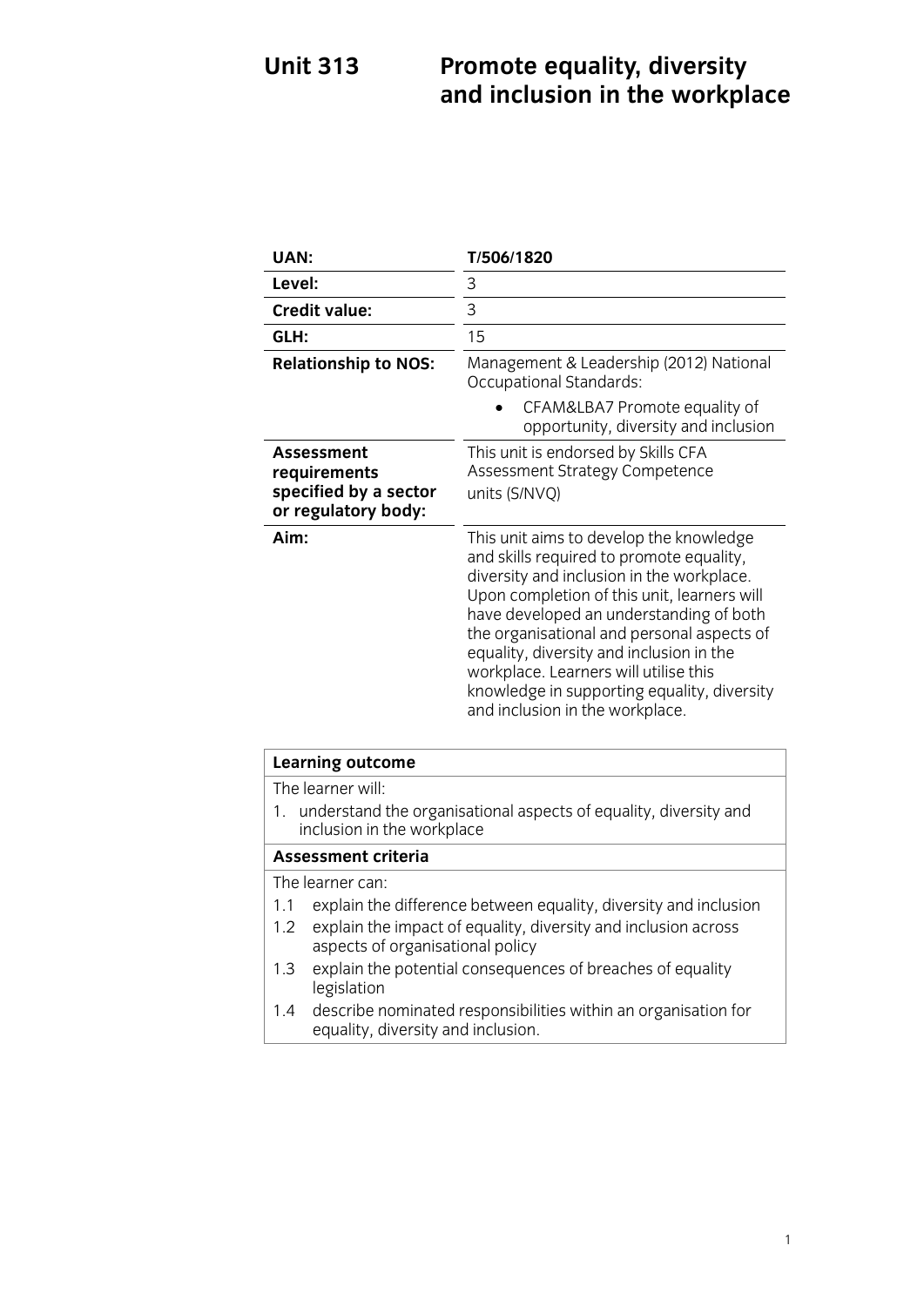# Unit 313 Promote equality, diversity and inclusion in the workplace

| | |
|---|---|
| **UAN:** | **T/506/1820** |
| **Level:** | 3 |
| **Credit value:** | 3 |
| **GLH:** | 15 |
| **Relationship to NOS:** | Management & Leadership (2012) National Occupational Standards:<br>• CFAM&LBA7 Promote equality of opportunity, diversity and inclusion |
| **Assessment requirements specified by a sector or regulatory body:** | This unit is endorsed by Skills CFA Assessment Strategy Competence units (S/NVQ) |
| **Aim:** | This unit aims to develop the knowledge and skills required to promote equality, diversity and inclusion in the workplace. Upon completion of this unit, learners will have developed an understanding of both the organisational and personal aspects of equality, diversity and inclusion in the workplace. Learners will utilise this knowledge in supporting equality, diversity and inclusion in the workplace. |

| **Learning outcome** |
|---|
| The learner will:<br>1. understand the organisational aspects of equality, diversity and inclusion in the workplace |
| **Assessment criteria** |
| The learner can:<br>1.1 explain the difference between equality, diversity and inclusion<br>1.2 explain the impact of equality, diversity and inclusion across aspects of organisational policy<br>1.3 explain the potential consequences of breaches of equality legislation<br>1.4 describe nominated responsibilities within an organisation for equality, diversity and inclusion. |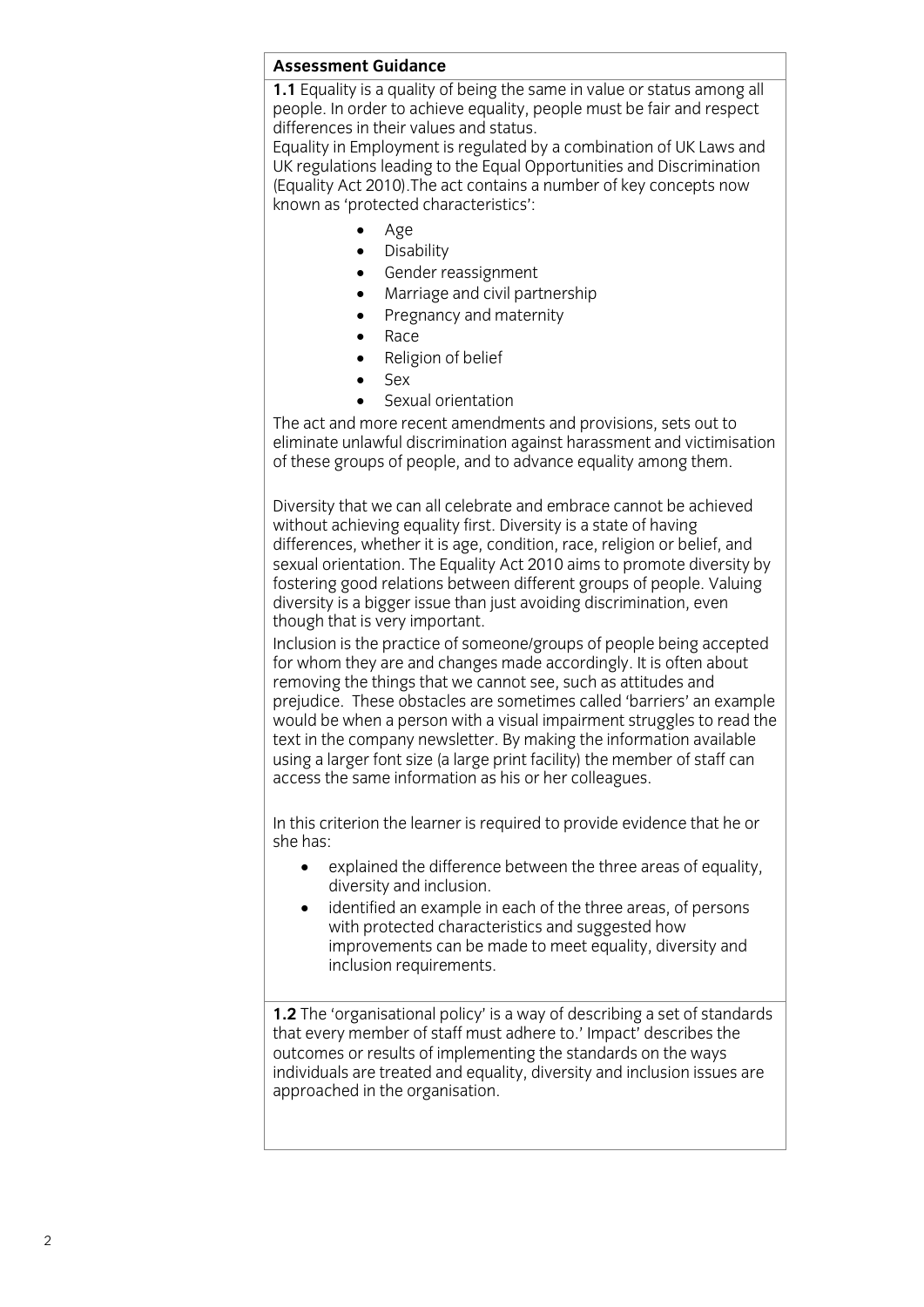**Assessment Guidance**

**1.1** Equality is a quality of being the same in value or status among all people. In order to achieve equality, people must be fair and respect differences in their values and status.

Equality in Employment is regulated by a combination of UK Laws and UK regulations leading to the Equal Opportunities and Discrimination (Equality Act 2010).The act contains a number of key concepts now known as 'protected characteristics':

- Age
- Disability
- Gender reassignment
- Marriage and civil partnership
- Pregnancy and maternity
- Race
- Religion of belief
- Sex
- Sexual orientation

The act and more recent amendments and provisions, sets out to eliminate unlawful discrimination against harassment and victimisation of these groups of people, and to advance equality among them.

Diversity that we can all celebrate and embrace cannot be achieved without achieving equality first. Diversity is a state of having differences, whether it is age, condition, race, religion or belief, and sexual orientation. The Equality Act 2010 aims to promote diversity by fostering good relations between different groups of people. Valuing diversity is a bigger issue than just avoiding discrimination, even though that is very important.

Inclusion is the practice of someone/groups of people being accepted for whom they are and changes made accordingly. It is often about removing the things that we cannot see, such as attitudes and prejudice. These obstacles are sometimes called 'barriers' an example would be when a person with a visual impairment struggles to read the text in the company newsletter. By making the information available using a larger font size (a large print facility) the member of staff can access the same information as his or her colleagues.

In this criterion the learner is required to provide evidence that he or she has:

- explained the difference between the three areas of equality, diversity and inclusion.
- identified an example in each of the three areas, of persons with protected characteristics and suggested how improvements can be made to meet equality, diversity and inclusion requirements.

**1.2** The 'organisational policy' is a way of describing a set of standards that every member of staff must adhere to.' Impact' describes the outcomes or results of implementing the standards on the ways individuals are treated and equality, diversity and inclusion issues are approached in the organisation.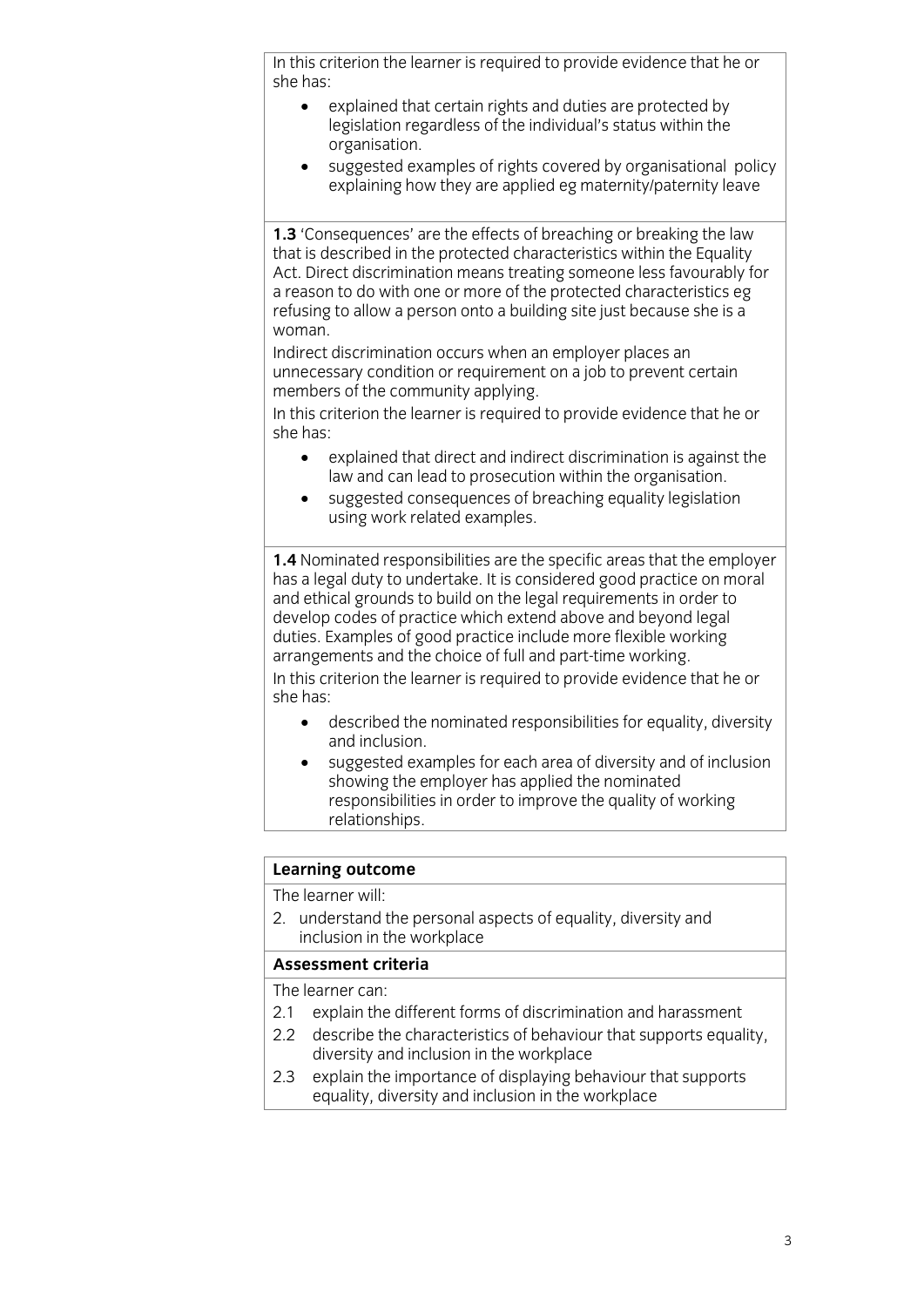In this criterion the learner is required to provide evidence that he or she has:

- explained that certain rights and duties are protected by legislation regardless of the individual's status within the organisation.
- suggested examples of rights covered by organisational policy explaining how they are applied eg maternity/paternity leave

**1.3** 'Consequences' are the effects of breaching or breaking the law that is described in the protected characteristics within the Equality Act. Direct discrimination means treating someone less favourably for a reason to do with one or more of the protected characteristics eg refusing to allow a person onto a building site just because she is a woman.

Indirect discrimination occurs when an employer places an unnecessary condition or requirement on a job to prevent certain members of the community applying.

In this criterion the learner is required to provide evidence that he or she has:

- explained that direct and indirect discrimination is against the law and can lead to prosecution within the organisation.
- suggested consequences of breaching equality legislation using work related examples.

**1.4** Nominated responsibilities are the specific areas that the employer has a legal duty to undertake. It is considered good practice on moral and ethical grounds to build on the legal requirements in order to develop codes of practice which extend above and beyond legal duties. Examples of good practice include more flexible working arrangements and the choice of full and part-time working.

In this criterion the learner is required to provide evidence that he or she has:

- described the nominated responsibilities for equality, diversity and inclusion.
- suggested examples for each area of diversity and of inclusion showing the employer has applied the nominated responsibilities in order to improve the quality of working relationships.

**Learning outcome**

The learner will:

2. understand the personal aspects of equality, diversity and inclusion in the workplace

**Assessment criteria**

The learner can:

2.1 explain the different forms of discrimination and harassment

2.2 describe the characteristics of behaviour that supports equality, diversity and inclusion in the workplace

2.3 explain the importance of displaying behaviour that supports equality, diversity and inclusion in the workplace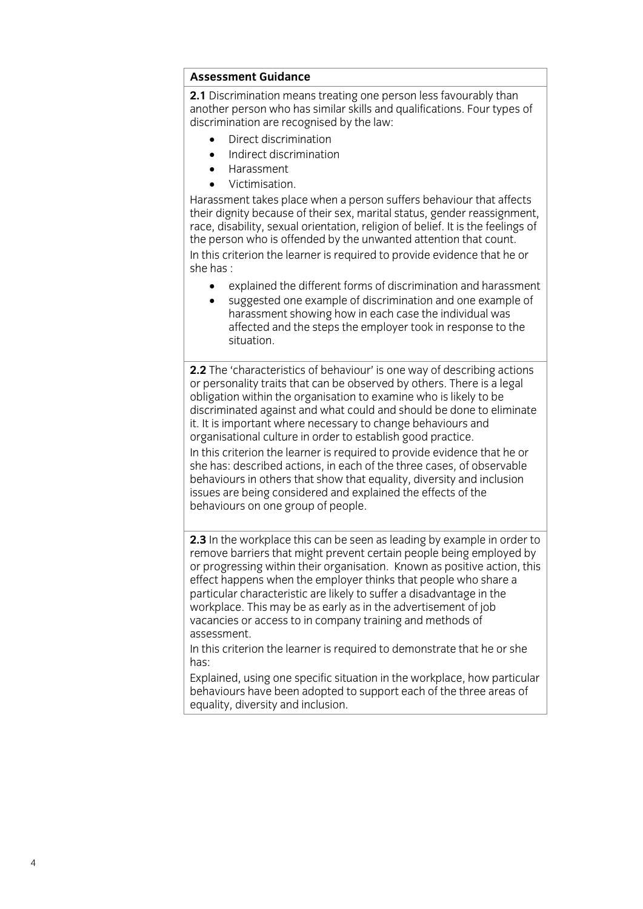**Assessment Guidance**

**2.1** Discrimination means treating one person less favourably than another person who has similar skills and qualifications. Four types of discrimination are recognised by the law:

- Direct discrimination
- Indirect discrimination
- Harassment
- Victimisation.

Harassment takes place when a person suffers behaviour that affects their dignity because of their sex, marital status, gender reassignment, race, disability, sexual orientation, religion of belief. It is the feelings of the person who is offended by the unwanted attention that count.

In this criterion the learner is required to provide evidence that he or she has :

- explained the different forms of discrimination and harassment
- suggested one example of discrimination and one example of harassment showing how in each case the individual was affected and the steps the employer took in response to the situation.

**2.2** The 'characteristics of behaviour' is one way of describing actions or personality traits that can be observed by others. There is a legal obligation within the organisation to examine who is likely to be discriminated against and what could and should be done to eliminate it. It is important where necessary to change behaviours and organisational culture in order to establish good practice.

In this criterion the learner is required to provide evidence that he or she has: described actions, in each of the three cases, of observable behaviours in others that show that equality, diversity and inclusion issues are being considered and explained the effects of the behaviours on one group of people.

**2.3** In the workplace this can be seen as leading by example in order to remove barriers that might prevent certain people being employed by or progressing within their organisation. Known as positive action, this effect happens when the employer thinks that people who share a particular characteristic are likely to suffer a disadvantage in the workplace. This may be as early as in the advertisement of job vacancies or access to in company training and methods of assessment.

In this criterion the learner is required to demonstrate that he or she has:

Explained, using one specific situation in the workplace, how particular behaviours have been adopted to support each of the three areas of equality, diversity and inclusion.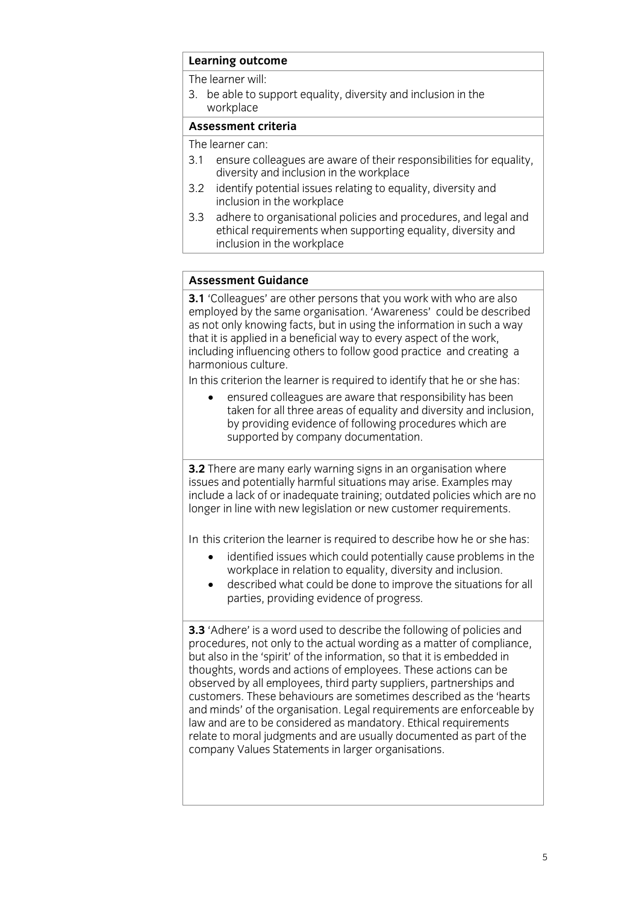**Learning outcome**

The learner will:

3. be able to support equality, diversity and inclusion in the workplace

**Assessment criteria**

The learner can:

3.1 ensure colleagues are aware of their responsibilities for equality, diversity and inclusion in the workplace

3.2 identify potential issues relating to equality, diversity and inclusion in the workplace

3.3 adhere to organisational policies and procedures, and legal and ethical requirements when supporting equality, diversity and inclusion in the workplace

**Assessment Guidance**

**3.1** 'Colleagues' are other persons that you work with who are also employed by the same organisation. 'Awareness' could be described as not only knowing facts, but in using the information in such a way that it is applied in a beneficial way to every aspect of the work, including influencing others to follow good practice and creating a harmonious culture.

In this criterion the learner is required to identify that he or she has:

- ensured colleagues are aware that responsibility has been taken for all three areas of equality and diversity and inclusion, by providing evidence of following procedures which are supported by company documentation.

**3.2** There are many early warning signs in an organisation where issues and potentially harmful situations may arise. Examples may include a lack of or inadequate training; outdated policies which are no longer in line with new legislation or new customer requirements.

In this criterion the learner is required to describe how he or she has:

- identified issues which could potentially cause problems in the workplace in relation to equality, diversity and inclusion.
- described what could be done to improve the situations for all parties, providing evidence of progress.

**3.3** 'Adhere' is a word used to describe the following of policies and procedures, not only to the actual wording as a matter of compliance, but also in the 'spirit' of the information, so that it is embedded in thoughts, words and actions of employees. These actions can be observed by all employees, third party suppliers, partnerships and customers. These behaviours are sometimes described as the 'hearts and minds' of the organisation. Legal requirements are enforceable by law and are to be considered as mandatory. Ethical requirements relate to moral judgments and are usually documented as part of the company Values Statements in larger organisations.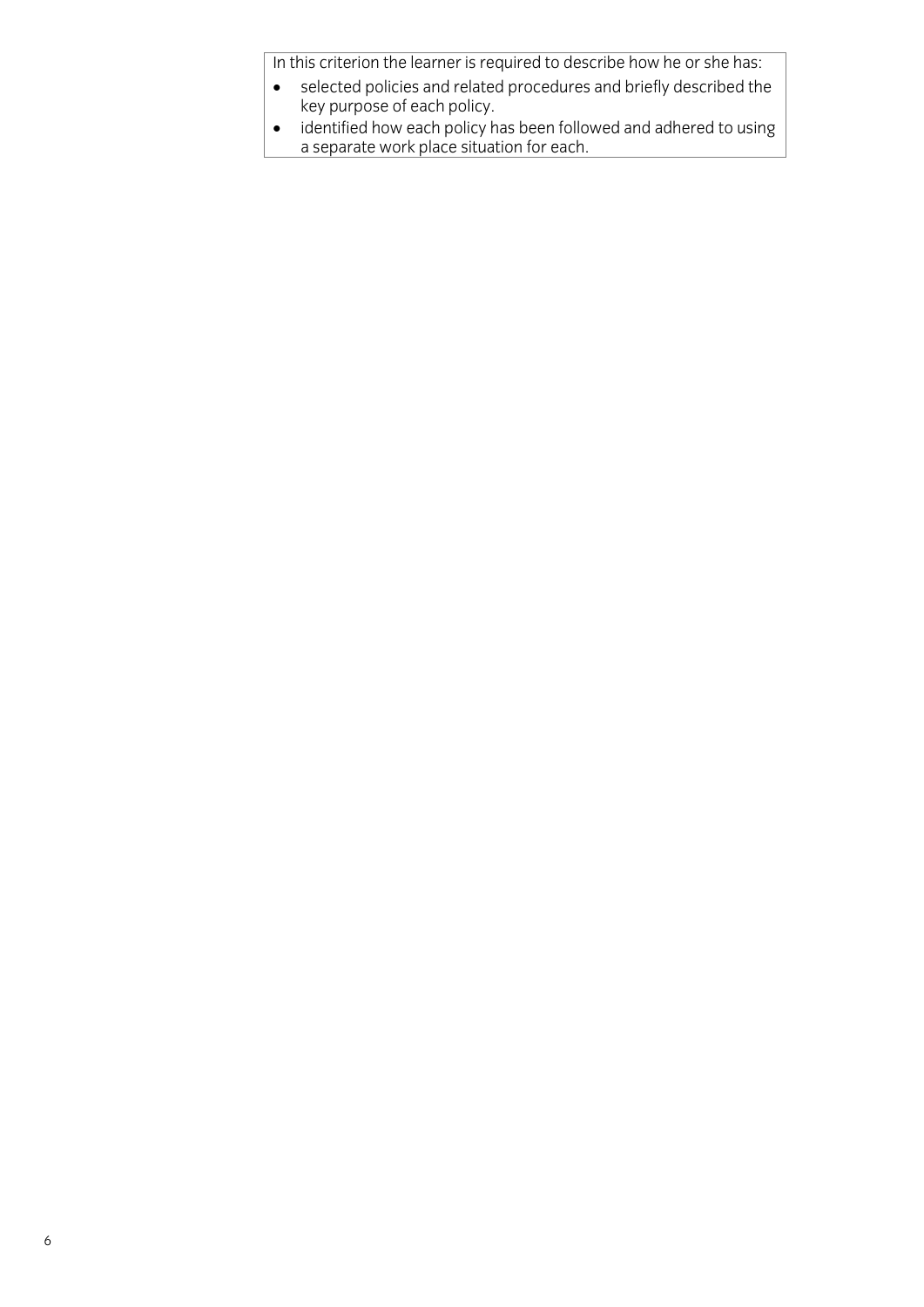In this criterion the learner is required to describe how he or she has:

- selected policies and related procedures and briefly described the key purpose of each policy.
- identified how each policy has been followed and adhered to using a separate work place situation for each.